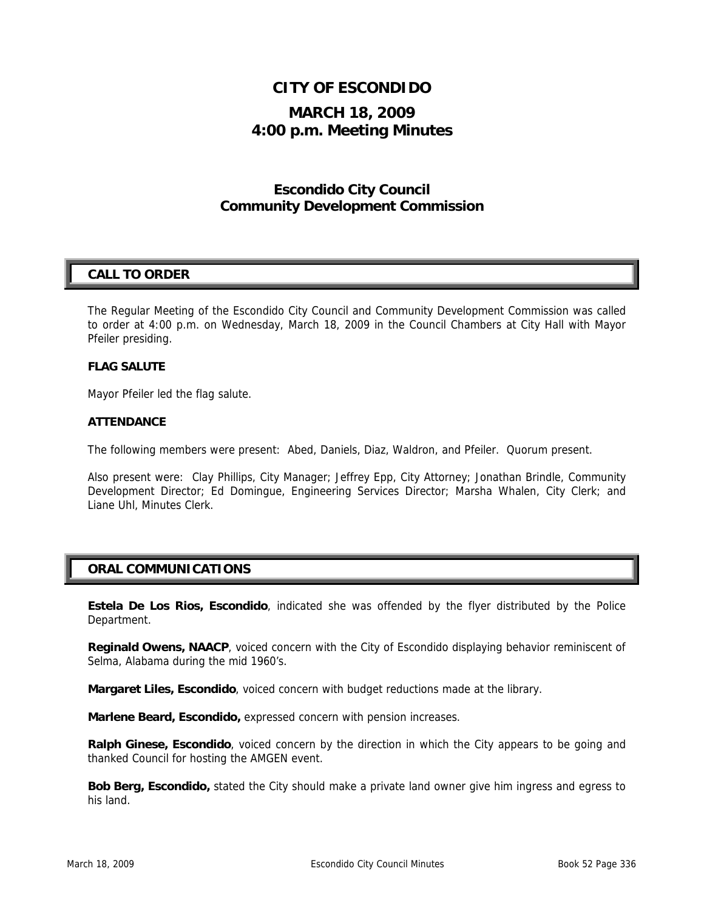# CITY OF ESCONDIDO

## MARCH 18, 2009
## 4:00 p.m. Meeting Minutes

### Escondido City Council
### Community Development Commission

## CALL TO ORDER

The Regular Meeting of the Escondido City Council and Community Development Commission was called to order at 4:00 p.m. on Wednesday, March 18, 2009 in the Council Chambers at City Hall with Mayor Pfeiler presiding.

**FLAG SALUTE**

Mayor Pfeiler led the flag salute.

**ATTENDANCE**

The following members were present: Abed, Daniels, Diaz, Waldron, and Pfeiler. Quorum present.

Also present were: Clay Phillips, City Manager; Jeffrey Epp, City Attorney; Jonathan Brindle, Community Development Director; Ed Domingue, Engineering Services Director; Marsha Whalen, City Clerk; and Liane Uhl, Minutes Clerk.

## ORAL COMMUNICATIONS

**Estela De Los Rios, Escondido**, indicated she was offended by the flyer distributed by the Police Department.

**Reginald Owens, NAACP**, voiced concern with the City of Escondido displaying behavior reminiscent of Selma, Alabama during the mid 1960's.

**Margaret Liles, Escondido**, voiced concern with budget reductions made at the library.

**Marlene Beard, Escondido,** expressed concern with pension increases.

**Ralph Ginese, Escondido**, voiced concern by the direction in which the City appears to be going and thanked Council for hosting the AMGEN event.

**Bob Berg, Escondido,** stated the City should make a private land owner give him ingress and egress to his land.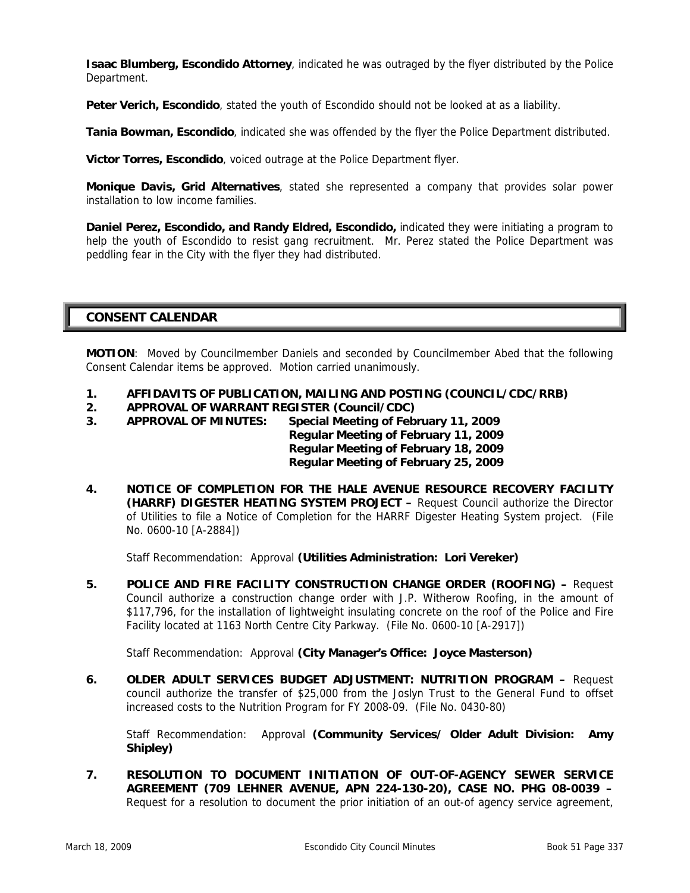**Isaac Blumberg, Escondido Attorney**, indicated he was outraged by the flyer distributed by the Police Department.

**Peter Verich, Escondido**, stated the youth of Escondido should not be looked at as a liability.

**Tania Bowman, Escondido**, indicated she was offended by the flyer the Police Department distributed.

**Victor Torres, Escondido**, voiced outrage at the Police Department flyer.

**Monique Davis, Grid Alternatives**, stated she represented a company that provides solar power installation to low income families.

**Daniel Perez, Escondido, and Randy Eldred, Escondido,** indicated they were initiating a program to help the youth of Escondido to resist gang recruitment. Mr. Perez stated the Police Department was peddling fear in the City with the flyer they had distributed.

## CONSENT CALENDAR

**MOTION**: Moved by Councilmember Daniels and seconded by Councilmember Abed that the following Consent Calendar items be approved. Motion carried unanimously.

1. **AFFIDAVITS OF PUBLICATION, MAILING AND POSTING (COUNCIL/CDC/RRB)**
2. **APPROVAL OF WARRANT REGISTER (Council/CDC)**
3. **APPROVAL OF MINUTES: Special Meeting of February 11, 2009**
   **Regular Meeting of February 11, 2009**
   **Regular Meeting of February 18, 2009**
   **Regular Meeting of February 25, 2009**

4. **NOTICE OF COMPLETION FOR THE HALE AVENUE RESOURCE RECOVERY FACILITY (HARRF) DIGESTER HEATING SYSTEM PROJECT –** Request Council authorize the Director of Utilities to file a Notice of Completion for the HARRF Digester Heating System project. (File No. 0600-10 [A-2884])

   Staff Recommendation: Approval **(Utilities Administration: Lori Vereker)**

5. **POLICE AND FIRE FACILITY CONSTRUCTION CHANGE ORDER (ROOFING) –** Request Council authorize a construction change order with J.P. Witherow Roofing, in the amount of $117,796, for the installation of lightweight insulating concrete on the roof of the Police and Fire Facility located at 1163 North Centre City Parkway. (File No. 0600-10 [A-2917])

   Staff Recommendation: Approval **(City Manager's Office: Joyce Masterson)**

6. **OLDER ADULT SERVICES BUDGET ADJUSTMENT: NUTRITION PROGRAM –** Request council authorize the transfer of $25,000 from the Joslyn Trust to the General Fund to offset increased costs to the Nutrition Program for FY 2008-09. (File No. 0430-80)

   Staff Recommendation: Approval **(Community Services/ Older Adult Division: Amy Shipley)**

7. **RESOLUTION TO DOCUMENT INITIATION OF OUT-OF-AGENCY SEWER SERVICE AGREEMENT (709 LEHNER AVENUE, APN 224-130-20), CASE NO. PHG 08-0039 –** Request for a resolution to document the prior initiation of an out-of agency service agreement,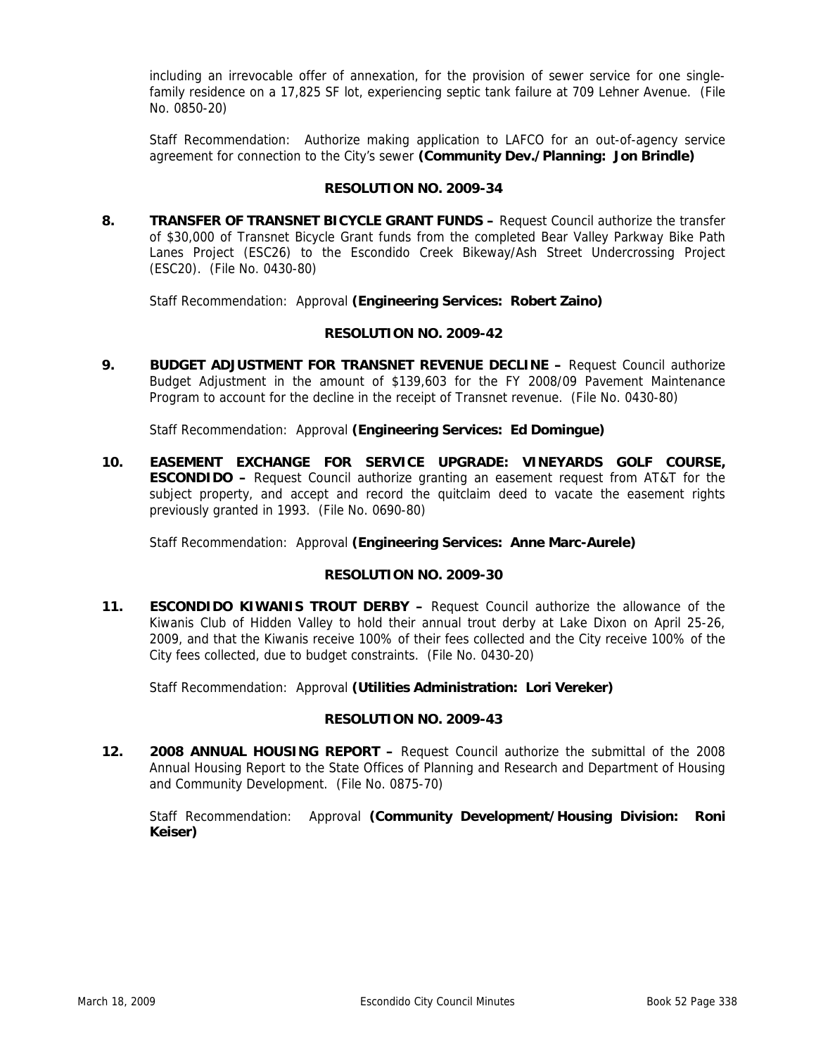including an irrevocable offer of annexation, for the provision of sewer service for one single-family residence on a 17,825 SF lot, experiencing septic tank failure at 709 Lehner Avenue. (File No. 0850-20)

Staff Recommendation: Authorize making application to LAFCO for an out-of-agency service agreement for connection to the City's sewer **(Community Dev./Planning: Jon Brindle)**

**RESOLUTION NO. 2009-34**

**8. TRANSFER OF TRANSNET BICYCLE GRANT FUNDS –** Request Council authorize the transfer of $30,000 of Transnet Bicycle Grant funds from the completed Bear Valley Parkway Bike Path Lanes Project (ESC26) to the Escondido Creek Bikeway/Ash Street Undercrossing Project (ESC20). (File No. 0430-80)

Staff Recommendation: Approval **(Engineering Services: Robert Zaino)**

**RESOLUTION NO. 2009-42**

**9. BUDGET ADJUSTMENT FOR TRANSNET REVENUE DECLINE –** Request Council authorize Budget Adjustment in the amount of $139,603 for the FY 2008/09 Pavement Maintenance Program to account for the decline in the receipt of Transnet revenue. (File No. 0430-80)

Staff Recommendation: Approval **(Engineering Services: Ed Domingue)**

**10. EASEMENT EXCHANGE FOR SERVICE UPGRADE: VINEYARDS GOLF COURSE, ESCONDIDO –** Request Council authorize granting an easement request from AT&T for the subject property, and accept and record the quitclaim deed to vacate the easement rights previously granted in 1993. (File No. 0690-80)

Staff Recommendation: Approval **(Engineering Services: Anne Marc-Aurele)**

**RESOLUTION NO. 2009-30**

**11. ESCONDIDO KIWANIS TROUT DERBY –** Request Council authorize the allowance of the Kiwanis Club of Hidden Valley to hold their annual trout derby at Lake Dixon on April 25-26, 2009, and that the Kiwanis receive 100% of their fees collected and the City receive 100% of the City fees collected, due to budget constraints. (File No. 0430-20)

Staff Recommendation: Approval **(Utilities Administration: Lori Vereker)**

**RESOLUTION NO. 2009-43**

**12. 2008 ANNUAL HOUSING REPORT –** Request Council authorize the submittal of the 2008 Annual Housing Report to the State Offices of Planning and Research and Department of Housing and Community Development. (File No. 0875-70)

Staff Recommendation: Approval **(Community Development/Housing Division: Roni Keiser)**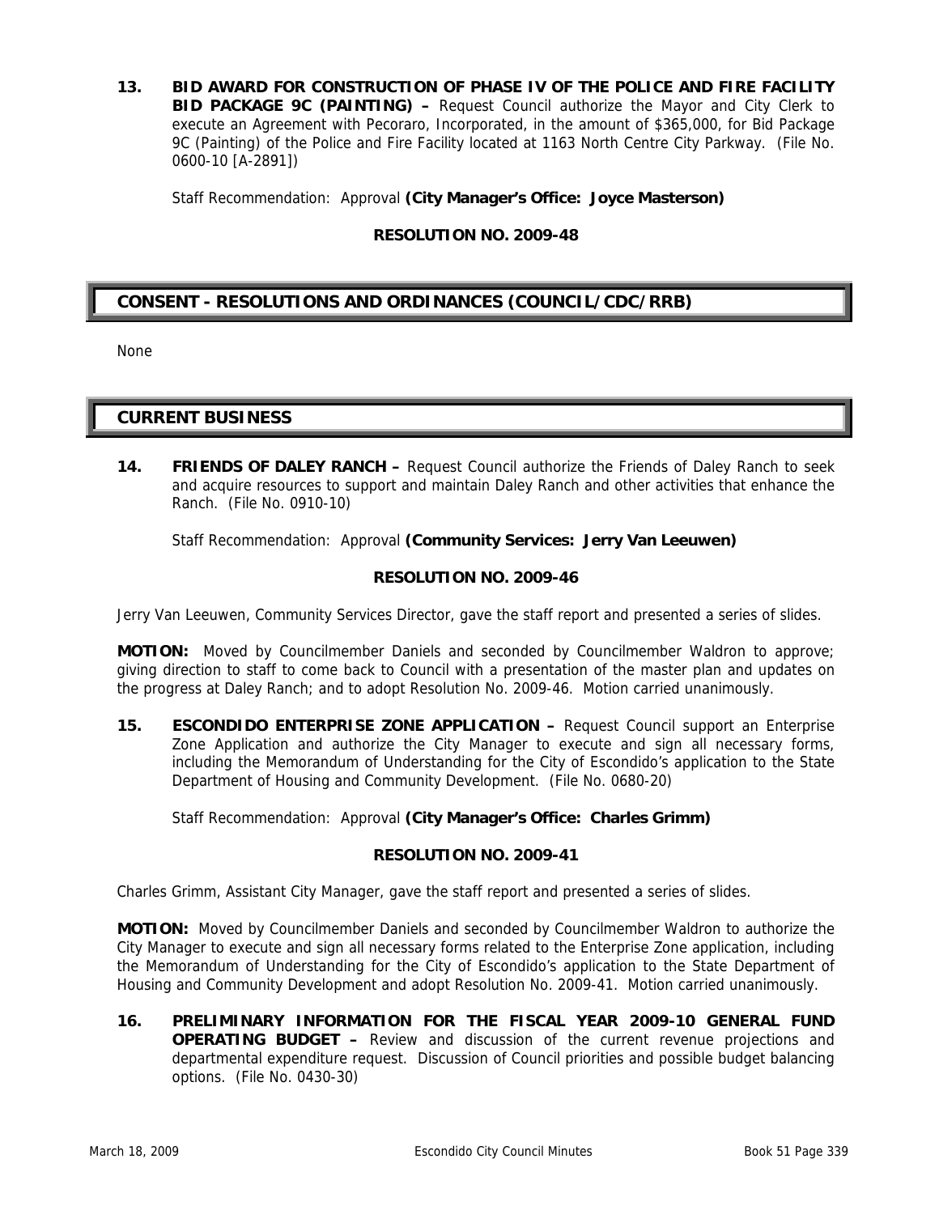**13. BID AWARD FOR CONSTRUCTION OF PHASE IV OF THE POLICE AND FIRE FACILITY BID PACKAGE 9C (PAINTING) –** Request Council authorize the Mayor and City Clerk to execute an Agreement with Pecoraro, Incorporated, in the amount of $365,000, for Bid Package 9C (Painting) of the Police and Fire Facility located at 1163 North Centre City Parkway. (File No. 0600-10 [A-2891])

Staff Recommendation: Approval **(City Manager's Office: Joyce Masterson)**

**RESOLUTION NO. 2009-48**

## CONSENT - RESOLUTIONS AND ORDINANCES (COUNCIL/CDC/RRB)

None

## CURRENT BUSINESS

**14. FRIENDS OF DALEY RANCH –** Request Council authorize the Friends of Daley Ranch to seek and acquire resources to support and maintain Daley Ranch and other activities that enhance the Ranch. (File No. 0910-10)

Staff Recommendation: Approval **(Community Services: Jerry Van Leeuwen)**

**RESOLUTION NO. 2009-46**

Jerry Van Leeuwen, Community Services Director, gave the staff report and presented a series of slides.

**MOTION:** Moved by Councilmember Daniels and seconded by Councilmember Waldron to approve; giving direction to staff to come back to Council with a presentation of the master plan and updates on the progress at Daley Ranch; and to adopt Resolution No. 2009-46. Motion carried unanimously.

**15. ESCONDIDO ENTERPRISE ZONE APPLICATION –** Request Council support an Enterprise Zone Application and authorize the City Manager to execute and sign all necessary forms, including the Memorandum of Understanding for the City of Escondido's application to the State Department of Housing and Community Development. (File No. 0680-20)

Staff Recommendation: Approval **(City Manager's Office: Charles Grimm)**

**RESOLUTION NO. 2009-41**

Charles Grimm, Assistant City Manager, gave the staff report and presented a series of slides.

**MOTION:** Moved by Councilmember Daniels and seconded by Councilmember Waldron to authorize the City Manager to execute and sign all necessary forms related to the Enterprise Zone application, including the Memorandum of Understanding for the City of Escondido's application to the State Department of Housing and Community Development and adopt Resolution No. 2009-41. Motion carried unanimously.

**16. PRELIMINARY INFORMATION FOR THE FISCAL YEAR 2009-10 GENERAL FUND OPERATING BUDGET –** Review and discussion of the current revenue projections and departmental expenditure request. Discussion of Council priorities and possible budget balancing options. (File No. 0430-30)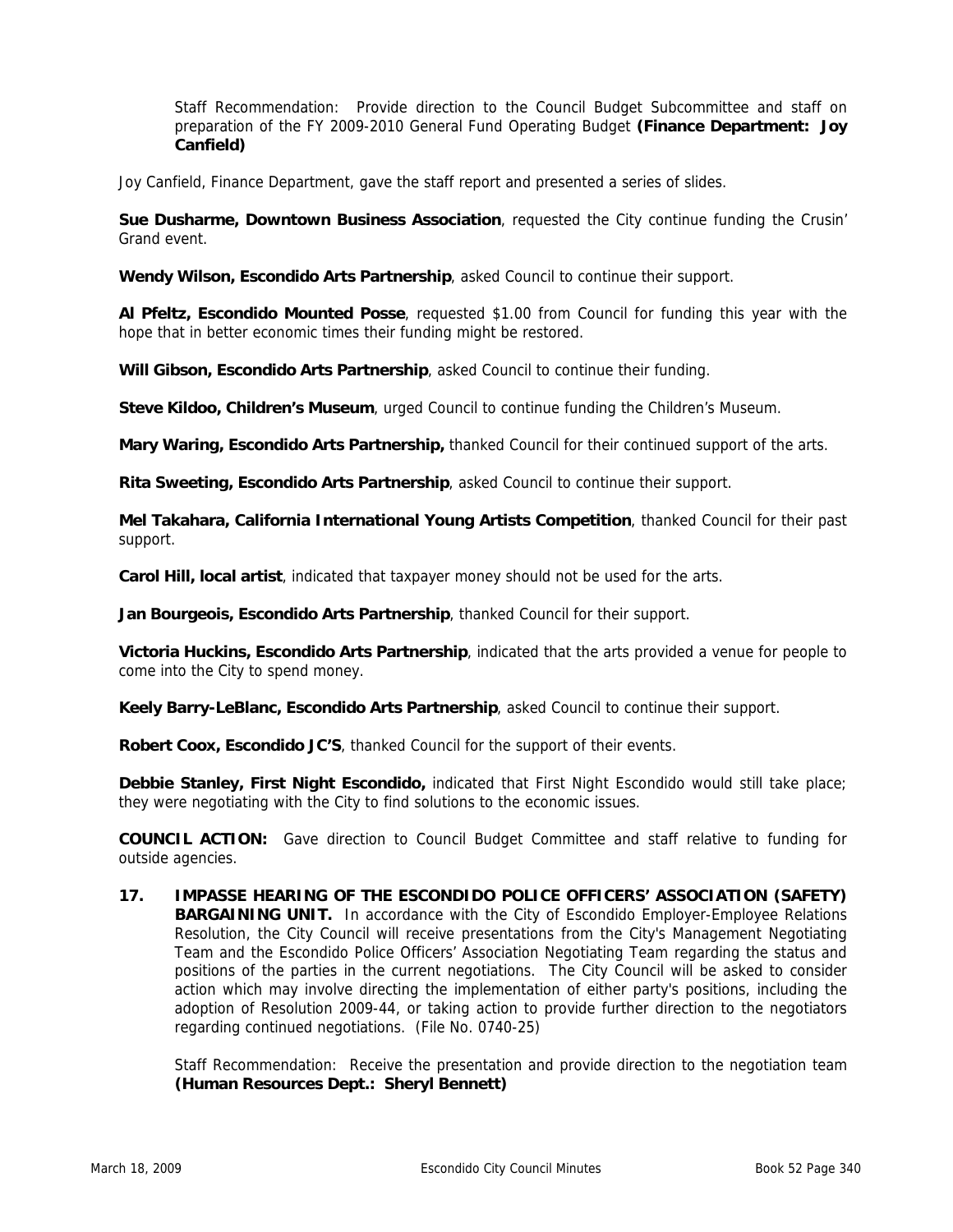Staff Recommendation: Provide direction to the Council Budget Subcommittee and staff on preparation of the FY 2009-2010 General Fund Operating Budget **(Finance Department: Joy Canfield)**

Joy Canfield, Finance Department, gave the staff report and presented a series of slides.

**Sue Dusharme, Downtown Business Association**, requested the City continue funding the Crusin' Grand event.

**Wendy Wilson, Escondido Arts Partnership**, asked Council to continue their support.

**Al Pfeltz, Escondido Mounted Posse**, requested $1.00 from Council for funding this year with the hope that in better economic times their funding might be restored.

**Will Gibson, Escondido Arts Partnership**, asked Council to continue their funding.

**Steve Kildoo, Children's Museum**, urged Council to continue funding the Children's Museum.

**Mary Waring, Escondido Arts Partnership,** thanked Council for their continued support of the arts.

**Rita Sweeting, Escondido Arts Partnership**, asked Council to continue their support.

**Mel Takahara, California International Young Artists Competition**, thanked Council for their past support.

**Carol Hill, local artist**, indicated that taxpayer money should not be used for the arts.

**Jan Bourgeois, Escondido Arts Partnership**, thanked Council for their support.

**Victoria Huckins, Escondido Arts Partnership**, indicated that the arts provided a venue for people to come into the City to spend money.

**Keely Barry-LeBlanc, Escondido Arts Partnership**, asked Council to continue their support.

**Robert Coox, Escondido JC'S**, thanked Council for the support of their events.

**Debbie Stanley, First Night Escondido,** indicated that First Night Escondido would still take place; they were negotiating with the City to find solutions to the economic issues.

**COUNCIL ACTION:** Gave direction to Council Budget Committee and staff relative to funding for outside agencies.

**17. IMPASSE HEARING OF THE ESCONDIDO POLICE OFFICERS' ASSOCIATION (SAFETY) BARGAINING UNIT.** In accordance with the City of Escondido Employer-Employee Relations Resolution, the City Council will receive presentations from the City's Management Negotiating Team and the Escondido Police Officers' Association Negotiating Team regarding the status and positions of the parties in the current negotiations. The City Council will be asked to consider action which may involve directing the implementation of either party's positions, including the adoption of Resolution 2009-44, or taking action to provide further direction to the negotiators regarding continued negotiations. (File No. 0740-25)

Staff Recommendation: Receive the presentation and provide direction to the negotiation team **(Human Resources Dept.: Sheryl Bennett)**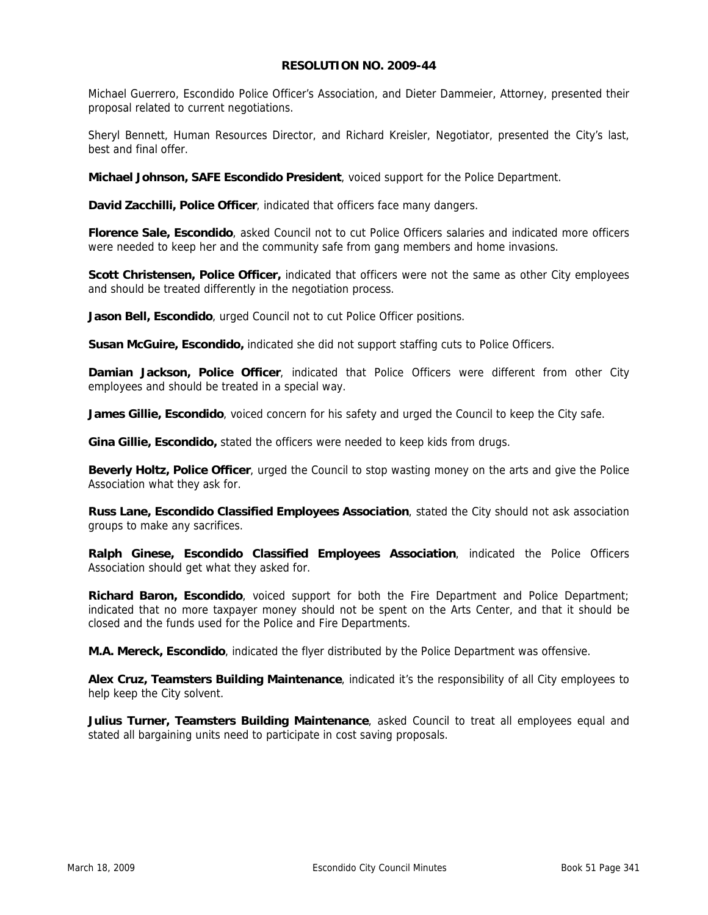**RESOLUTION NO. 2009-44**

Michael Guerrero, Escondido Police Officer's Association, and Dieter Dammeier, Attorney, presented their proposal related to current negotiations.

Sheryl Bennett, Human Resources Director, and Richard Kreisler, Negotiator, presented the City's last, best and final offer.

**Michael Johnson, SAFE Escondido President**, voiced support for the Police Department.

**David Zacchilli, Police Officer**, indicated that officers face many dangers.

**Florence Sale, Escondido**, asked Council not to cut Police Officers salaries and indicated more officers were needed to keep her and the community safe from gang members and home invasions.

**Scott Christensen, Police Officer,** indicated that officers were not the same as other City employees and should be treated differently in the negotiation process.

**Jason Bell, Escondido**, urged Council not to cut Police Officer positions.

**Susan McGuire, Escondido,** indicated she did not support staffing cuts to Police Officers.

**Damian Jackson, Police Officer**, indicated that Police Officers were different from other City employees and should be treated in a special way.

**James Gillie, Escondido**, voiced concern for his safety and urged the Council to keep the City safe.

**Gina Gillie, Escondido,** stated the officers were needed to keep kids from drugs.

**Beverly Holtz, Police Officer**, urged the Council to stop wasting money on the arts and give the Police Association what they ask for.

**Russ Lane, Escondido Classified Employees Association**, stated the City should not ask association groups to make any sacrifices.

**Ralph Ginese, Escondido Classified Employees Association**, indicated the Police Officers Association should get what they asked for.

**Richard Baron, Escondido**, voiced support for both the Fire Department and Police Department; indicated that no more taxpayer money should not be spent on the Arts Center, and that it should be closed and the funds used for the Police and Fire Departments.

**M.A. Mereck, Escondido**, indicated the flyer distributed by the Police Department was offensive.

**Alex Cruz, Teamsters Building Maintenance**, indicated it's the responsibility of all City employees to help keep the City solvent.

**Julius Turner, Teamsters Building Maintenance**, asked Council to treat all employees equal and stated all bargaining units need to participate in cost saving proposals.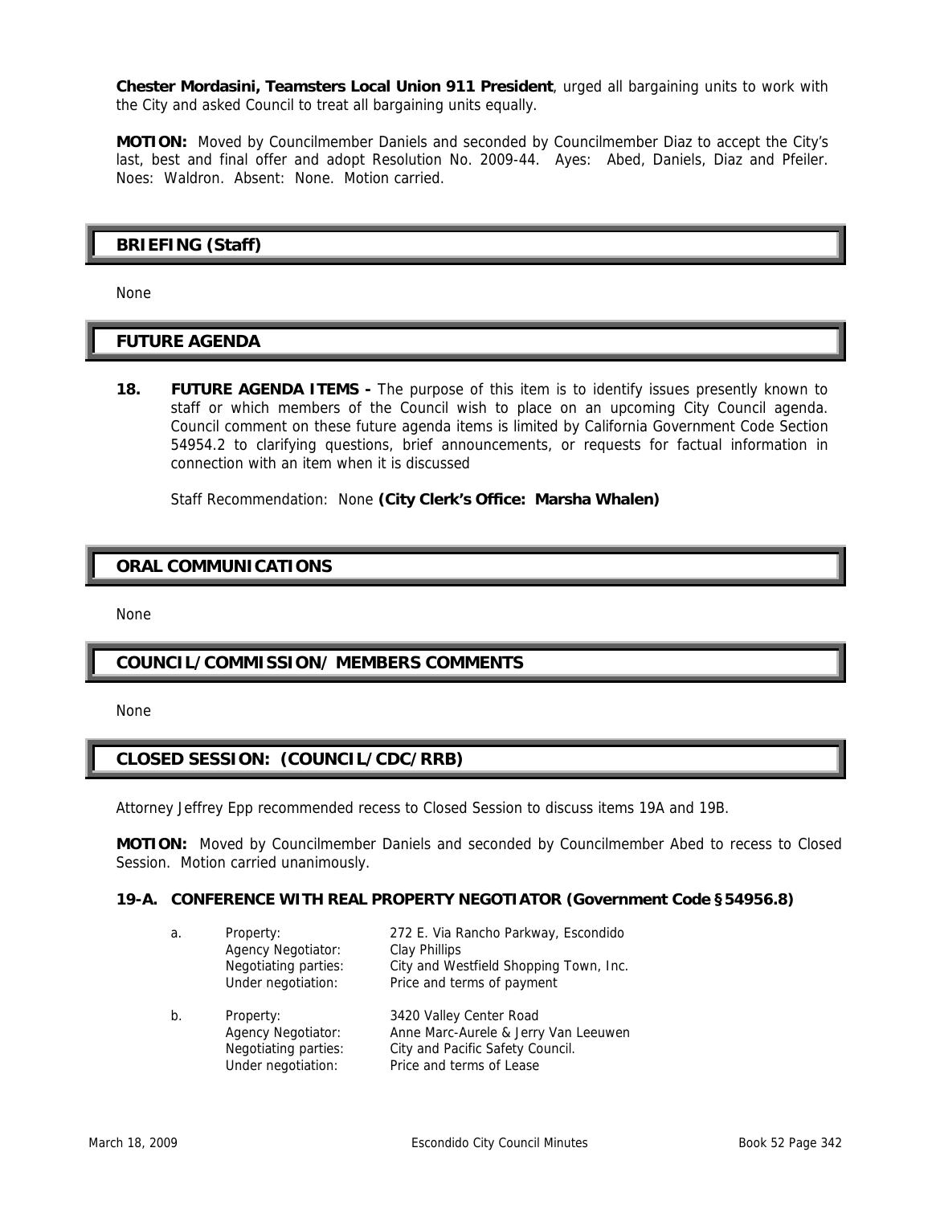**Chester Mordasini, Teamsters Local Union 911 President**, urged all bargaining units to work with the City and asked Council to treat all bargaining units equally.

**MOTION:** Moved by Councilmember Daniels and seconded by Councilmember Diaz to accept the City's last, best and final offer and adopt Resolution No. 2009-44. Ayes: Abed, Daniels, Diaz and Pfeiler. Noes: Waldron. Absent: None. Motion carried.

## BRIEFING (Staff)

None

## FUTURE AGENDA

**18. FUTURE AGENDA ITEMS -** The purpose of this item is to identify issues presently known to staff or which members of the Council wish to place on an upcoming City Council agenda. Council comment on these future agenda items is limited by California Government Code Section 54954.2 to clarifying questions, brief announcements, or requests for factual information in connection with an item when it is discussed

Staff Recommendation: None **(City Clerk's Office: Marsha Whalen)**

## ORAL COMMUNICATIONS

None

## COUNCIL/COMMISSION/ MEMBERS COMMENTS

None

## CLOSED SESSION: (COUNCIL/CDC/RRB)

Attorney Jeffrey Epp recommended recess to Closed Session to discuss items 19A and 19B.

**MOTION:** Moved by Councilmember Daniels and seconded by Councilmember Abed to recess to Closed Session. Motion carried unanimously.

**19-A. CONFERENCE WITH REAL PROPERTY NEGOTIATOR (Government Code §54956.8)**

a. Property: 272 E. Via Rancho Parkway, Escondido
   Agency Negotiator: Clay Phillips
   Negotiating parties: City and Westfield Shopping Town, Inc.
   Under negotiation: Price and terms of payment

b. Property: 3420 Valley Center Road
   Agency Negotiator: Anne Marc-Aurele & Jerry Van Leeuwen
   Negotiating parties: City and Pacific Safety Council.
   Under negotiation: Price and terms of Lease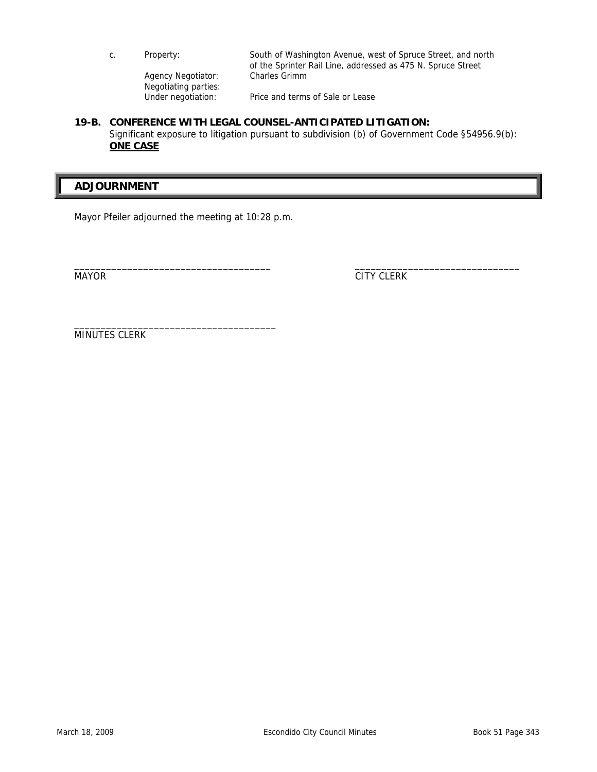c. Property: South of Washington Avenue, west of Spruce Street, and north of the Sprinter Rail Line, addressed as 475 N. Spruce Street
   Agency Negotiator: Charles Grimm
   Negotiating parties:
   Under negotiation: Price and terms of Sale or Lease

**19-B. CONFERENCE WITH LEGAL COUNSEL-ANTICIPATED LITIGATION:**
Significant exposure to litigation pursuant to subdivision (b) of Government Code §54956.9(b): **ONE CASE**

## ADJOURNMENT

Mayor Pfeiler adjourned the meeting at 10:28 p.m.

_____________________________________ MAYOR

_____________________________________ CITY CLERK

_____________________________________ MINUTES CLERK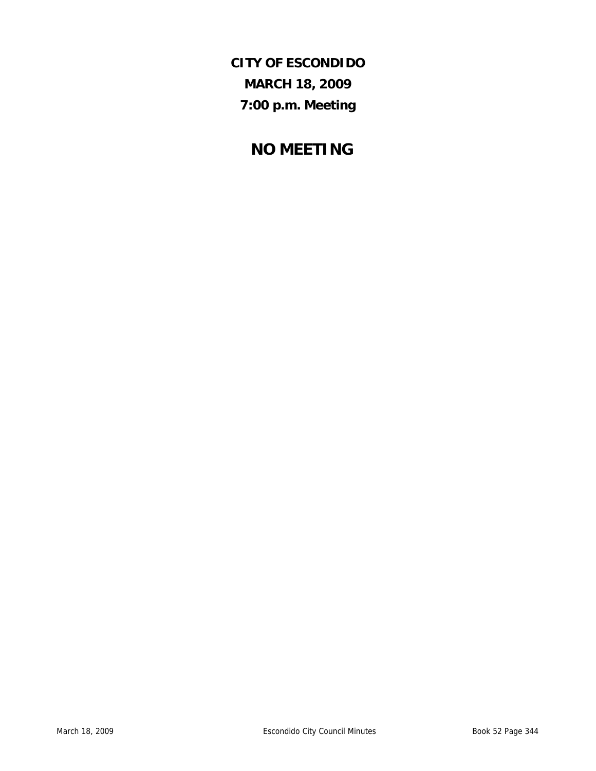**CITY OF ESCONDIDO**

**MARCH 18, 2009**

**7:00 p.m. Meeting**

# NO MEETING